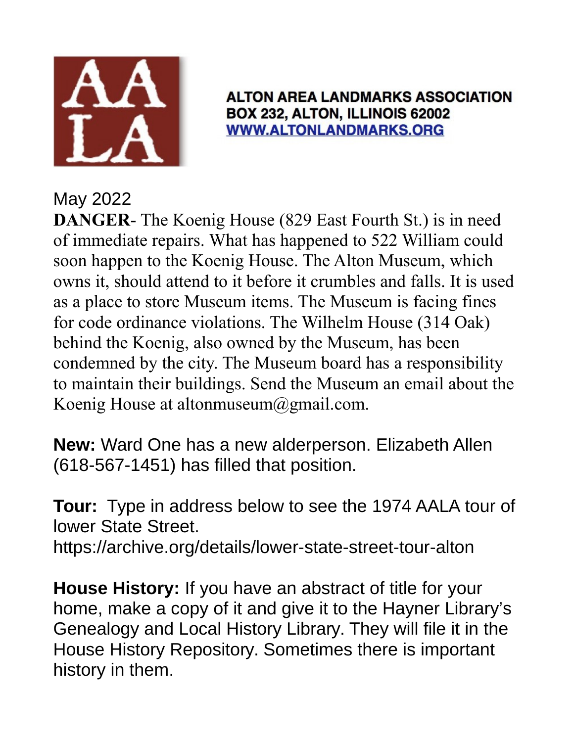**ALTON AREA LANDMARKS ASSOCIATION**
**BOX 232, ALTON, ILLINOIS 62002**
**WWW.ALTONLANDMARKS.ORG**

May 2022

**DANGER**- The Koenig House (829 East Fourth St.) is in need of immediate repairs. What has happened to 522 William could soon happen to the Koenig House. The Alton Museum, which owns it, should attend to it before it crumbles and falls. It is used as a place to store Museum items. The Museum is facing fines for code ordinance violations. The Wilhelm House (314 Oak) behind the Koenig, also owned by the Museum, has been condemned by the city. The Museum board has a responsibility to maintain their buildings. Send the Museum an email about the Koenig House at altonmuseum@gmail.com.

**New:** Ward One has a new alderperson. Elizabeth Allen (618-567-1451) has filled that position.

**Tour:** Type in address below to see the 1974 AALA tour of lower State Street.
https://archive.org/details/lower-state-street-tour-alton

**House History:** If you have an abstract of title for your home, make a copy of it and give it to the Hayner Library's Genealogy and Local History Library. They will file it in the House History Repository. Sometimes there is important history in them.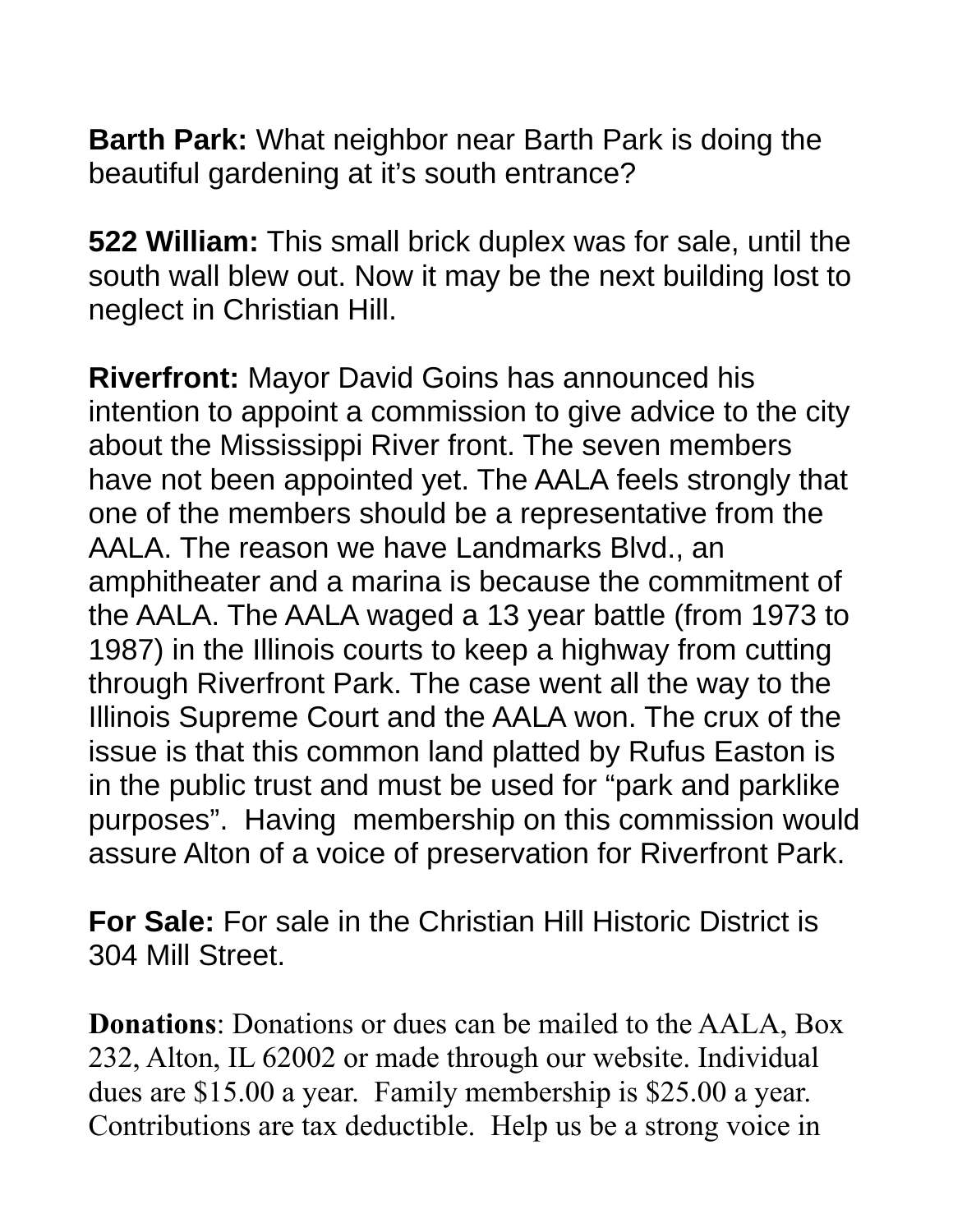**Barth Park:** What neighbor near Barth Park is doing the beautiful gardening at it's south entrance?

**522 William:** This small brick duplex was for sale, until the south wall blew out. Now it may be the next building lost to neglect in Christian Hill.

**Riverfront:** Mayor David Goins has announced his intention to appoint a commission to give advice to the city about the Mississippi River front. The seven members have not been appointed yet. The AALA feels strongly that one of the members should be a representative from the AALA. The reason we have Landmarks Blvd., an amphitheater and a marina is because the commitment of the AALA. The AALA waged a 13 year battle (from 1973 to 1987) in the Illinois courts to keep a highway from cutting through Riverfront Park. The case went all the way to the Illinois Supreme Court and the AALA won. The crux of the issue is that this common land platted by Rufus Easton is in the public trust and must be used for "park and parklike purposes". Having membership on this commission would assure Alton of a voice of preservation for Riverfront Park.

**For Sale:** For sale in the Christian Hill Historic District is 304 Mill Street.

**Donations**: Donations or dues can be mailed to the AALA, Box 232, Alton, IL 62002 or made through our website. Individual dues are $15.00 a year. Family membership is $25.00 a year. Contributions are tax deductible. Help us be a strong voice in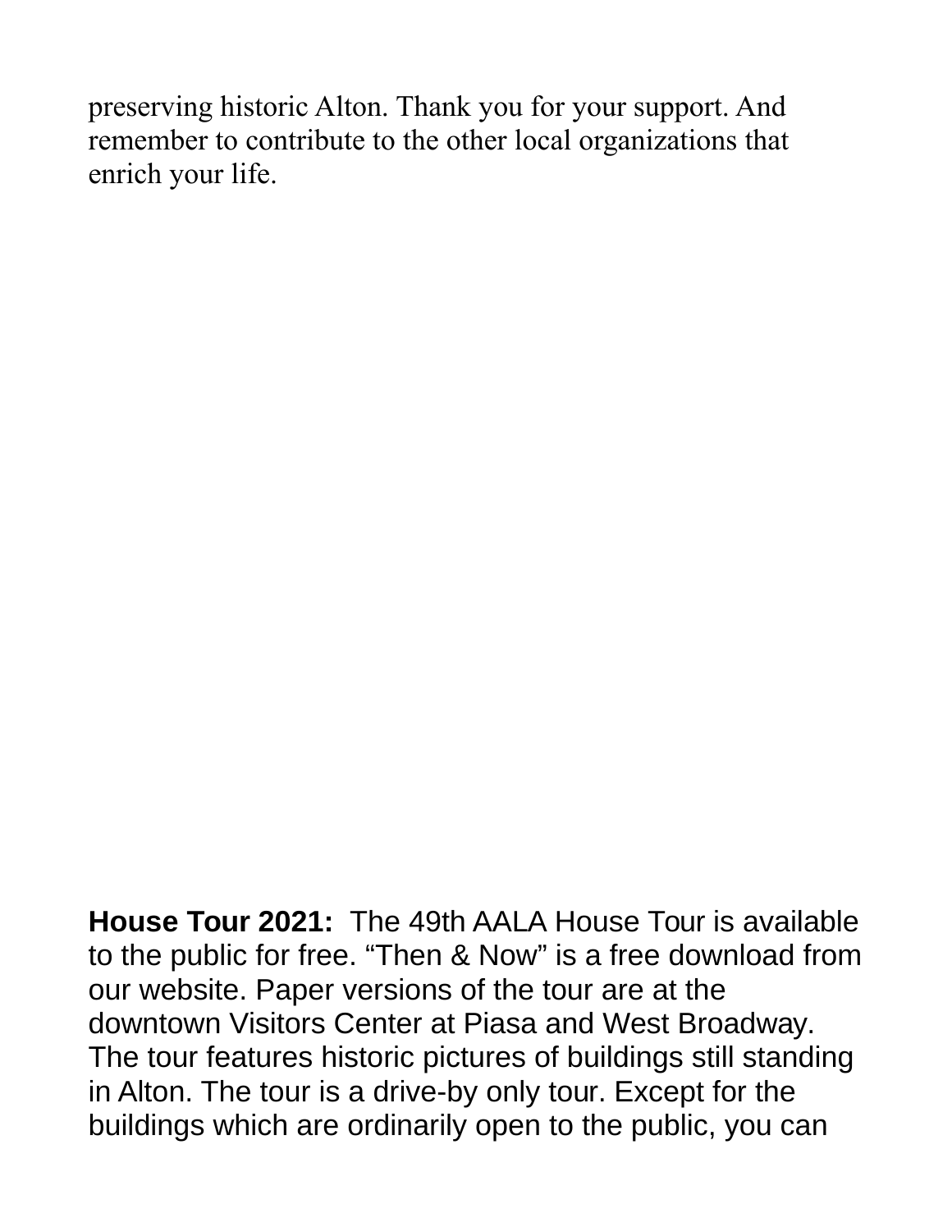preserving historic Alton. Thank you for your support. And remember to contribute to the other local organizations that enrich your life.

**House Tour 2021:** The 49th AALA House Tour is available to the public for free. “Then & Now” is a free download from our website. Paper versions of the tour are at the downtown Visitors Center at Piasa and West Broadway. The tour features historic pictures of buildings still standing in Alton. The tour is a drive-by only tour. Except for the buildings which are ordinarily open to the public, you can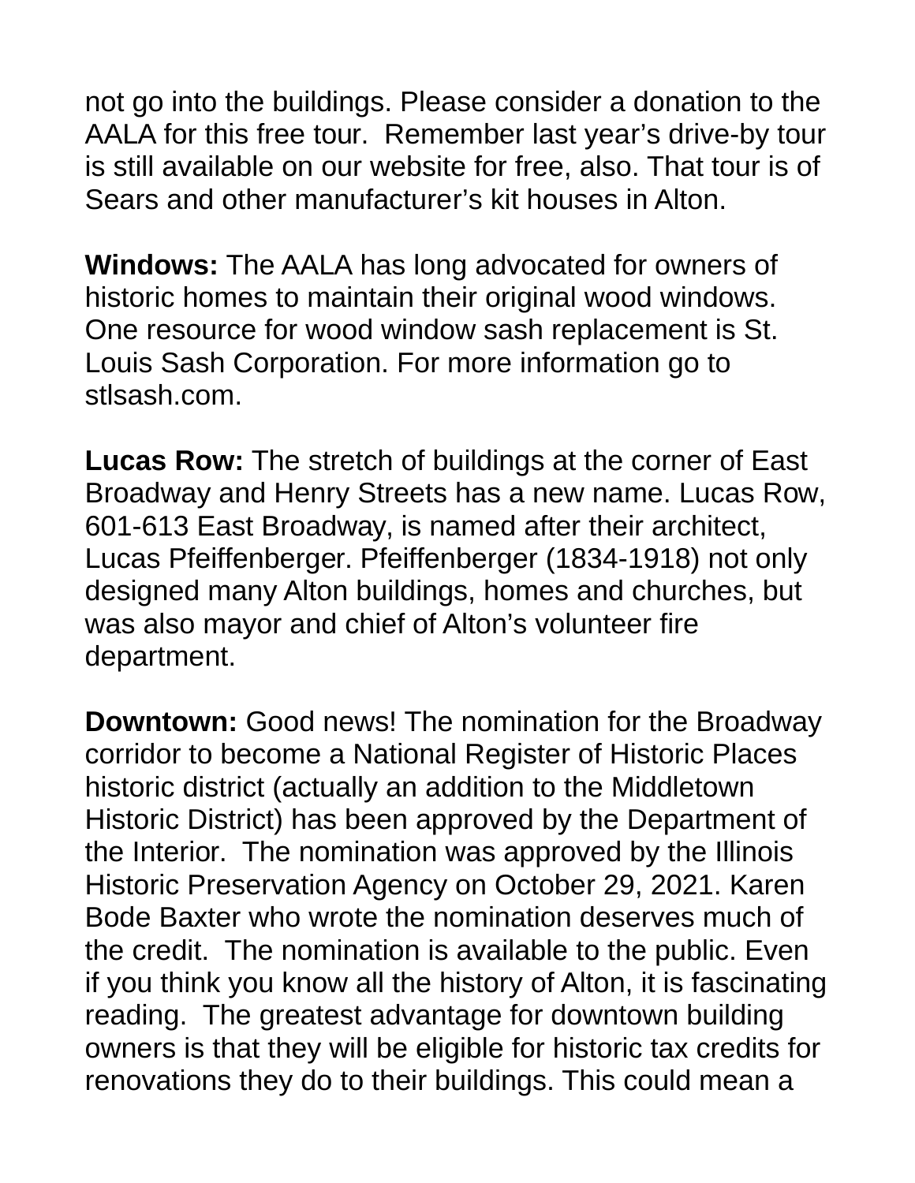not go into the buildings. Please consider a donation to the AALA for this free tour. Remember last year's drive-by tour is still available on our website for free, also. That tour is of Sears and other manufacturer's kit houses in Alton.

**Windows:** The AALA has long advocated for owners of historic homes to maintain their original wood windows. One resource for wood window sash replacement is St. Louis Sash Corporation. For more information go to stlsash.com.

**Lucas Row:** The stretch of buildings at the corner of East Broadway and Henry Streets has a new name. Lucas Row, 601-613 East Broadway, is named after their architect, Lucas Pfeiffenberger. Pfeiffenberger (1834-1918) not only designed many Alton buildings, homes and churches, but was also mayor and chief of Alton's volunteer fire department.

**Downtown:** Good news! The nomination for the Broadway corridor to become a National Register of Historic Places historic district (actually an addition to the Middletown Historic District) has been approved by the Department of the Interior. The nomination was approved by the Illinois Historic Preservation Agency on October 29, 2021. Karen Bode Baxter who wrote the nomination deserves much of the credit. The nomination is available to the public. Even if you think you know all the history of Alton, it is fascinating reading. The greatest advantage for downtown building owners is that they will be eligible for historic tax credits for renovations they do to their buildings. This could mean a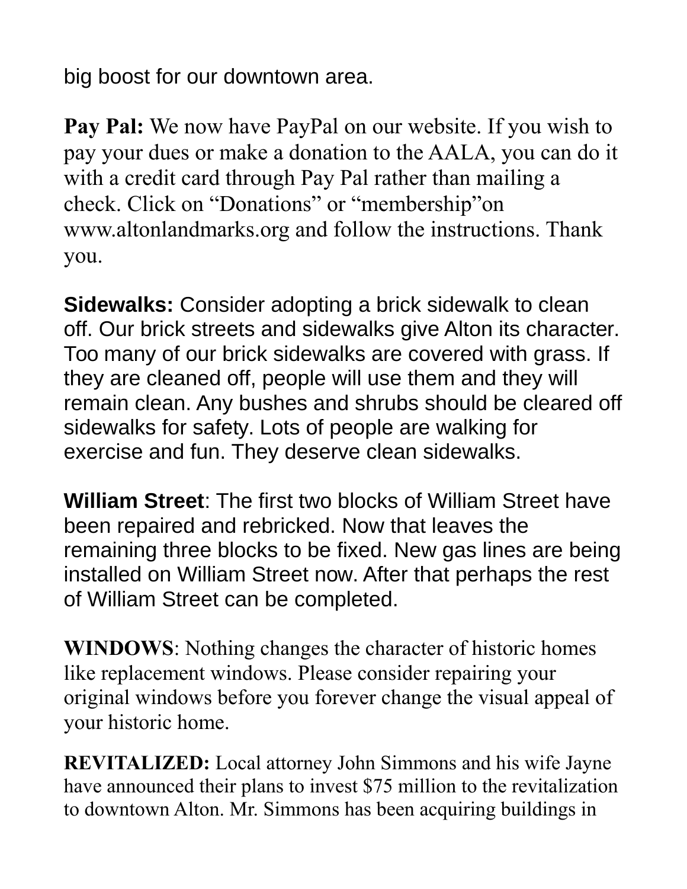big boost for our downtown area.

**Pay Pal:** We now have PayPal on our website. If you wish to pay your dues or make a donation to the AALA, you can do it with a credit card through Pay Pal rather than mailing a check. Click on "Donations" or "membership"on www.altonlandmarks.org and follow the instructions. Thank you.

**Sidewalks:** Consider adopting a brick sidewalk to clean off. Our brick streets and sidewalks give Alton its character. Too many of our brick sidewalks are covered with grass. If they are cleaned off, people will use them and they will remain clean. Any bushes and shrubs should be cleared off sidewalks for safety. Lots of people are walking for exercise and fun. They deserve clean sidewalks.

**William Street**: The first two blocks of William Street have been repaired and rebricked. Now that leaves the remaining three blocks to be fixed. New gas lines are being installed on William Street now. After that perhaps the rest of William Street can be completed.

**WINDOWS**: Nothing changes the character of historic homes like replacement windows. Please consider repairing your original windows before you forever change the visual appeal of your historic home.

**REVITALIZED:** Local attorney John Simmons and his wife Jayne have announced their plans to invest $75 million to the revitalization to downtown Alton. Mr. Simmons has been acquiring buildings in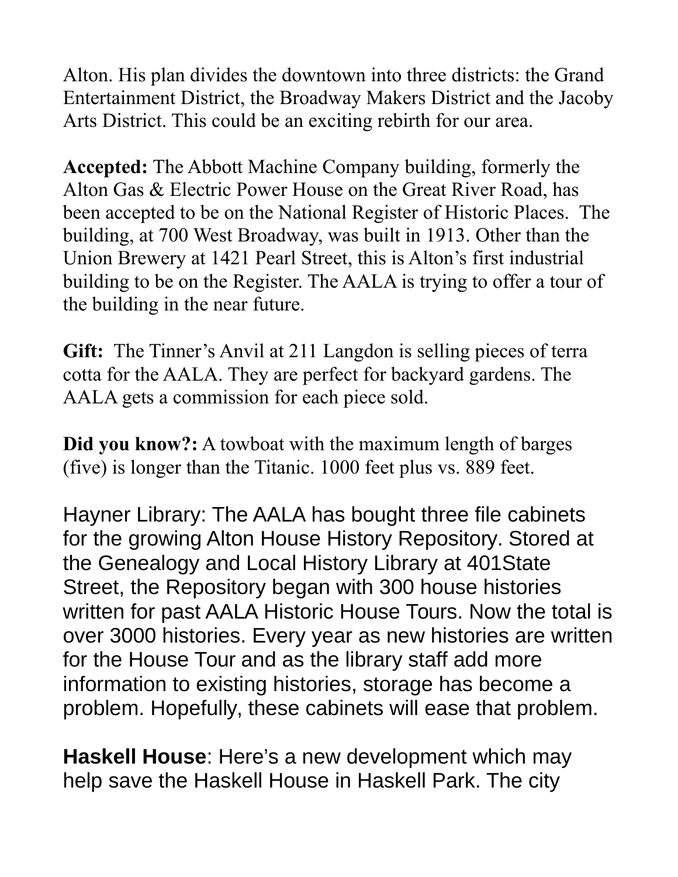Alton. His plan divides the downtown into three districts: the Grand Entertainment District, the Broadway Makers District and the Jacoby Arts District. This could be an exciting rebirth for our area.

**Accepted:** The Abbott Machine Company building, formerly the Alton Gas & Electric Power House on the Great River Road, has been accepted to be on the National Register of Historic Places. The building, at 700 West Broadway, was built in 1913. Other than the Union Brewery at 1421 Pearl Street, this is Alton's first industrial building to be on the Register. The AALA is trying to offer a tour of the building in the near future.

**Gift:** The Tinner's Anvil at 211 Langdon is selling pieces of terra cotta for the AALA. They are perfect for backyard gardens. The AALA gets a commission for each piece sold.

**Did you know?:** A towboat with the maximum length of barges (five) is longer than the Titanic. 1000 feet plus vs. 889 feet.

Hayner Library: The AALA has bought three file cabinets for the growing Alton House History Repository. Stored at the Genealogy and Local History Library at 401State Street, the Repository began with 300 house histories written for past AALA Historic House Tours. Now the total is over 3000 histories. Every year as new histories are written for the House Tour and as the library staff add more information to existing histories, storage has become a problem. Hopefully, these cabinets will ease that problem.

**Haskell House**: Here's a new development which may help save the Haskell House in Haskell Park. The city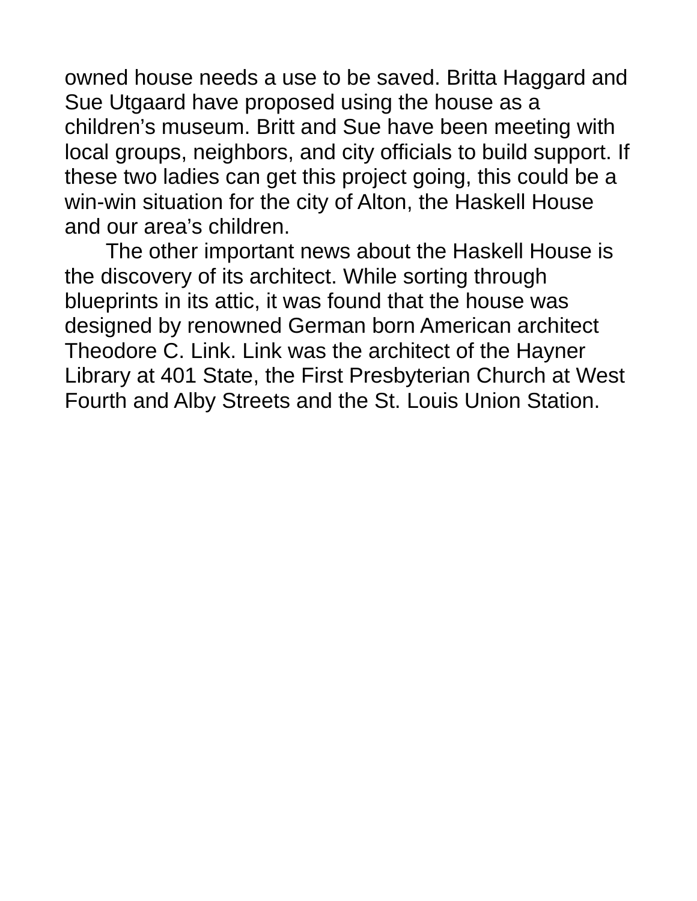owned house needs a use to be saved. Britta Haggard and Sue Utgaard have proposed using the house as a children's museum. Britt and Sue have been meeting with local groups, neighbors, and city officials to build support. If these two ladies can get this project going, this could be a win-win situation for the city of Alton, the Haskell House and our area's children.

The other important news about the Haskell House is the discovery of its architect. While sorting through blueprints in its attic, it was found that the house was designed by renowned German born American architect Theodore C. Link. Link was the architect of the Hayner Library at 401 State, the First Presbyterian Church at West Fourth and Alby Streets and the St. Louis Union Station.